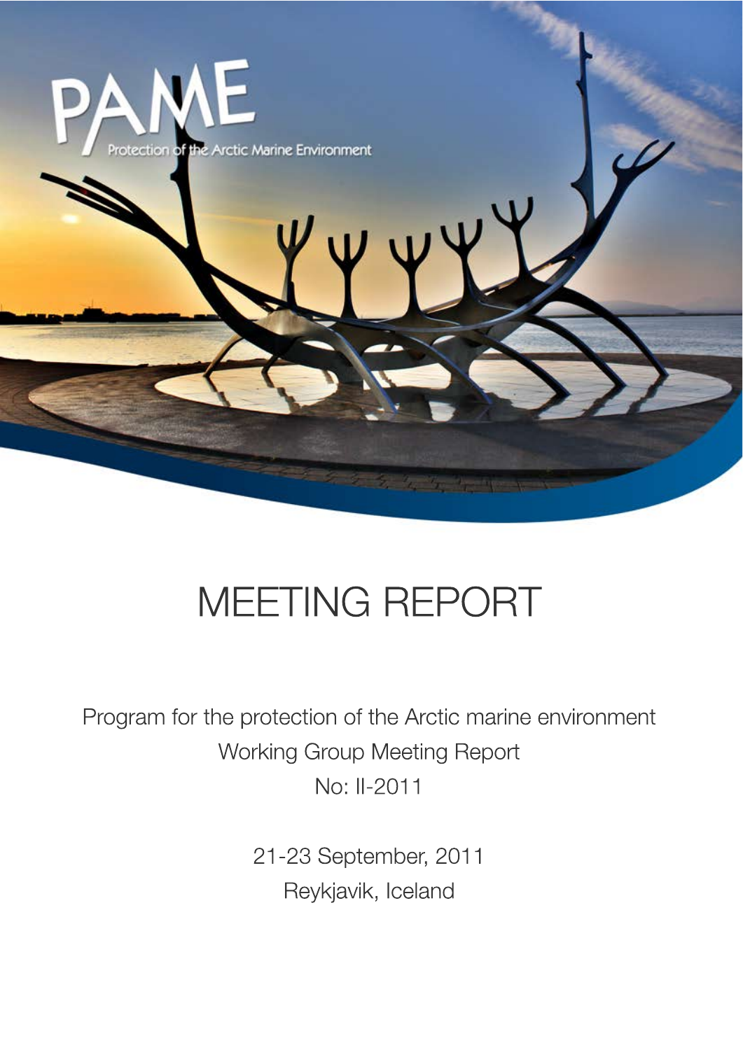PAME

Protection of the Arctic Marine Environment

# MEETING REPORT

Program for the protection of the Arctic marine environment

Working Group Meeting Report

No: II-2011

21-23 September, 2011

Reykjavik, Iceland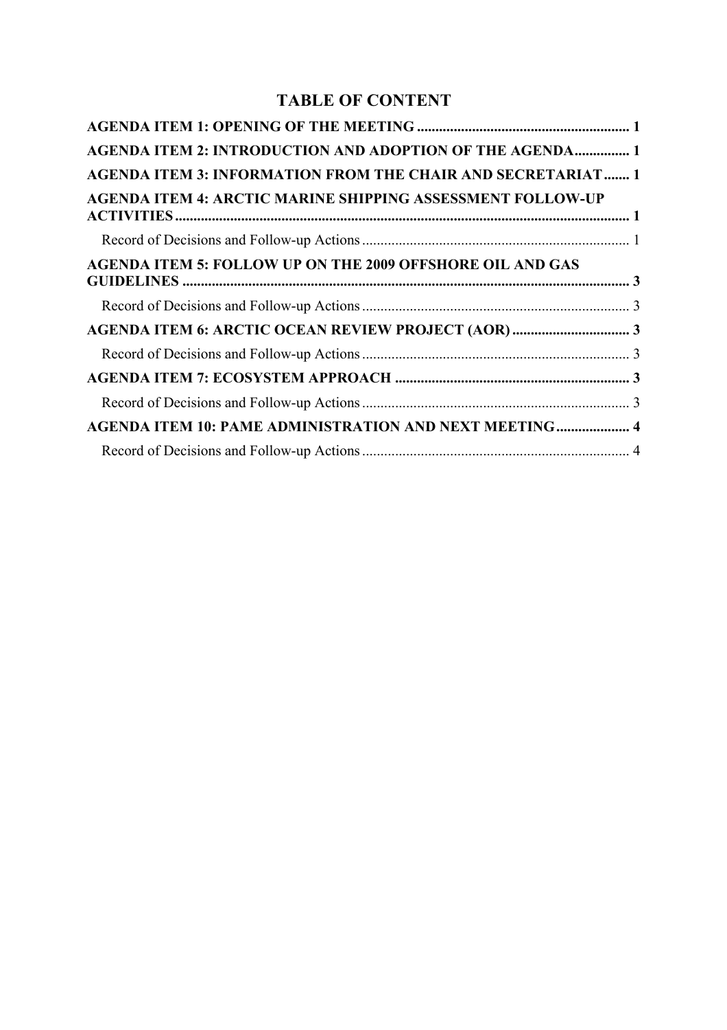# TABLE OF CONTENT

**AGENDA ITEM 1: OPENING OF THE MEETING** ........ 1

**AGENDA ITEM 2: INTRODUCTION AND ADOPTION OF THE AGENDA** ........ 1

**AGENDA ITEM 3: INFORMATION FROM THE CHAIR AND SECRETARIAT** ........ 1

**AGENDA ITEM 4: ARCTIC MARINE SHIPPING ASSESSMENT FOLLOW-UP ACTIVITIES** ........ 1

Record of Decisions and Follow-up Actions ........ 1

**AGENDA ITEM 5: FOLLOW UP ON THE 2009 OFFSHORE OIL AND GAS GUIDELINES** ........ 3

Record of Decisions and Follow-up Actions ........ 3

**AGENDA ITEM 6: ARCTIC OCEAN REVIEW PROJECT (AOR)** ........ 3

Record of Decisions and Follow-up Actions ........ 3

**AGENDA ITEM 7: ECOSYSTEM APPROACH** ........ 3

Record of Decisions and Follow-up Actions ........ 3

**AGENDA ITEM 10: PAME ADMINISTRATION AND NEXT MEETING** ........ 4

Record of Decisions and Follow-up Actions ........ 4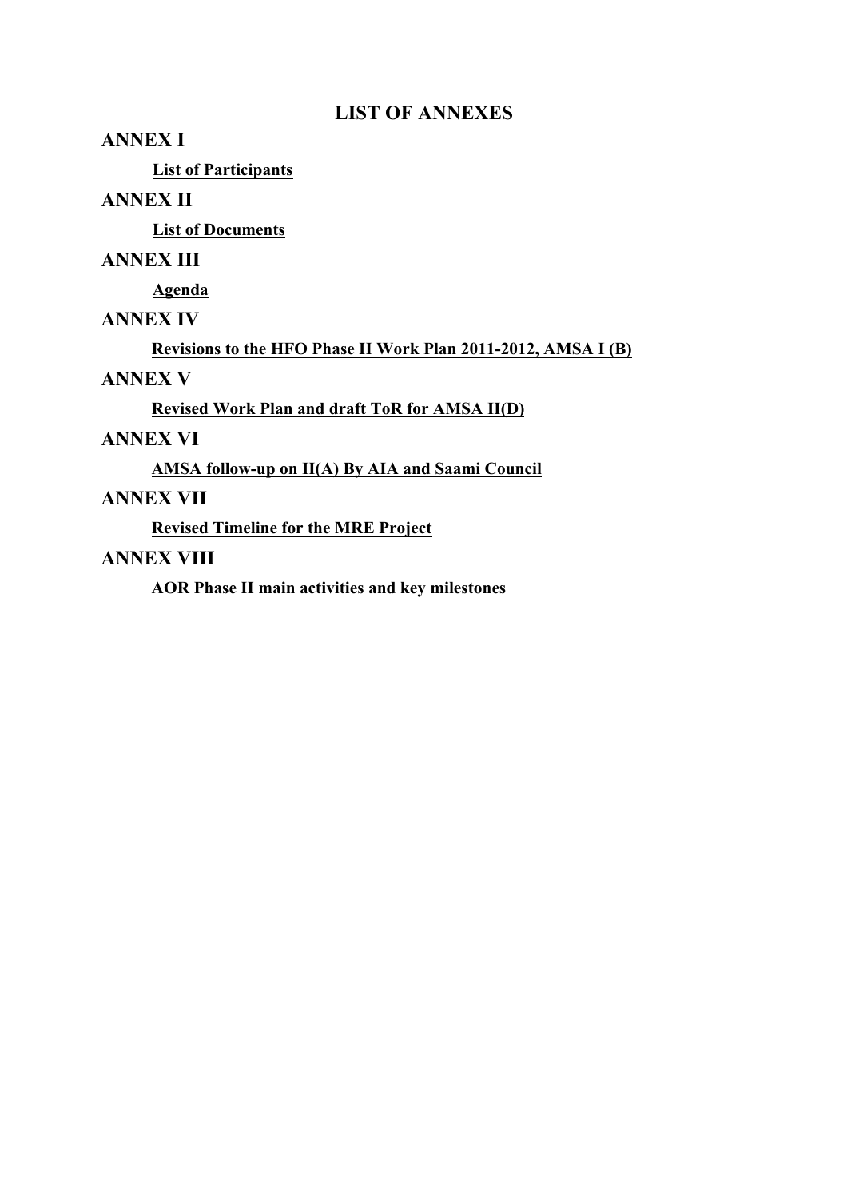# LIST OF ANNEXES

## ANNEX I

**List of Participants**

## ANNEX II

**List of Documents**

## ANNEX III

**Agenda**

## ANNEX IV

**Revisions to the HFO Phase II Work Plan 2011-2012, AMSA I (B)**

## ANNEX V

**Revised Work Plan and draft ToR for AMSA II(D)**

## ANNEX VI

**AMSA follow-up on II(A) By AIA and Saami Council**

## ANNEX VII

**Revised Timeline for the MRE Project**

## ANNEX VIII

**AOR Phase II main activities and key milestones**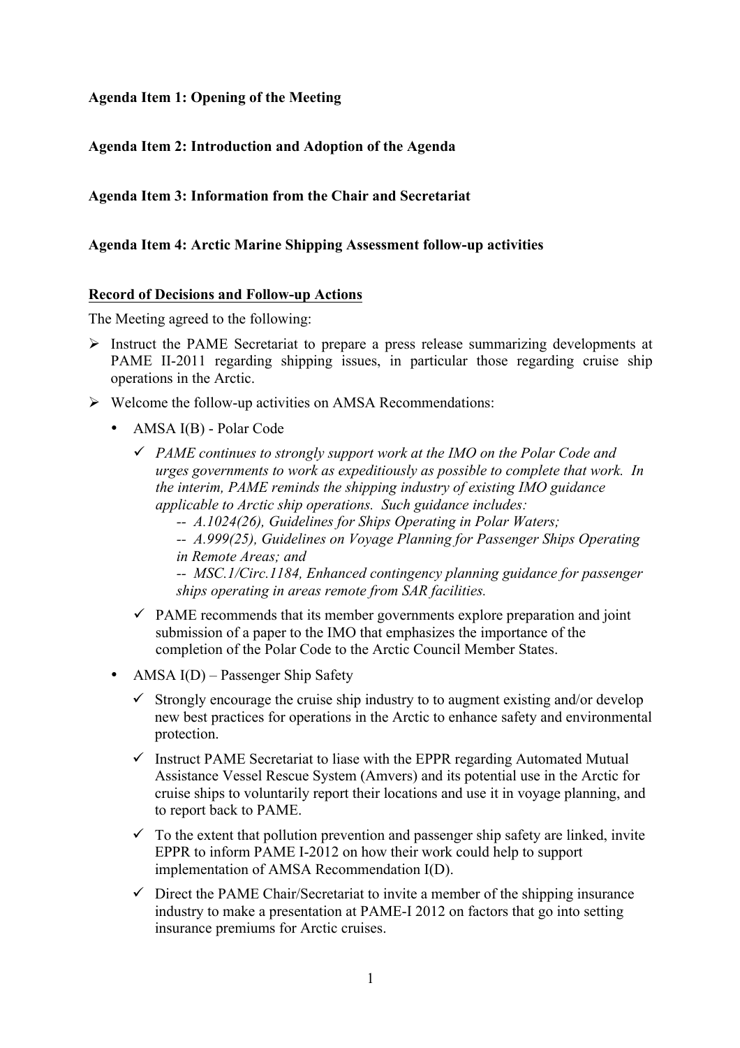**Agenda Item 1: Opening of the Meeting**

**Agenda Item 2: Introduction and Adoption of the Agenda**

**Agenda Item 3: Information from the Chair and Secretariat**

**Agenda Item 4: Arctic Marine Shipping Assessment follow-up activities**

**Record of Decisions and Follow-up Actions**

The Meeting agreed to the following:

- Instruct the PAME Secretariat to prepare a press release summarizing developments at PAME II-2011 regarding shipping issues, in particular those regarding cruise ship operations in the Arctic.
- Welcome the follow-up activities on AMSA Recommendations:
  - AMSA I(B) - Polar Code
    - ✓ *PAME continues to strongly support work at the IMO on the Polar Code and urges governments to work as expeditiously as possible to complete that work. In the interim, PAME reminds the shipping industry of existing IMO guidance applicable to Arctic ship operations. Such guidance includes:*
      - *-- A.1024(26), Guidelines for Ships Operating in Polar Waters;*
      - *-- A.999(25), Guidelines on Voyage Planning for Passenger Ships Operating in Remote Areas; and*
      - *-- MSC.1/Circ.1184, Enhanced contingency planning guidance for passenger ships operating in areas remote from SAR facilities.*
    - ✓ PAME recommends that its member governments explore preparation and joint submission of a paper to the IMO that emphasizes the importance of the completion of the Polar Code to the Arctic Council Member States.
  - AMSA I(D) – Passenger Ship Safety
    - ✓ Strongly encourage the cruise ship industry to to augment existing and/or develop new best practices for operations in the Arctic to enhance safety and environmental protection.
    - ✓ Instruct PAME Secretariat to liase with the EPPR regarding Automated Mutual Assistance Vessel Rescue System (Amvers) and its potential use in the Arctic for cruise ships to voluntarily report their locations and use it in voyage planning, and to report back to PAME.
    - ✓ To the extent that pollution prevention and passenger ship safety are linked, invite EPPR to inform PAME I-2012 on how their work could help to support implementation of AMSA Recommendation I(D).
    - ✓ Direct the PAME Chair/Secretariat to invite a member of the shipping insurance industry to make a presentation at PAME-I 2012 on factors that go into setting insurance premiums for Arctic cruises.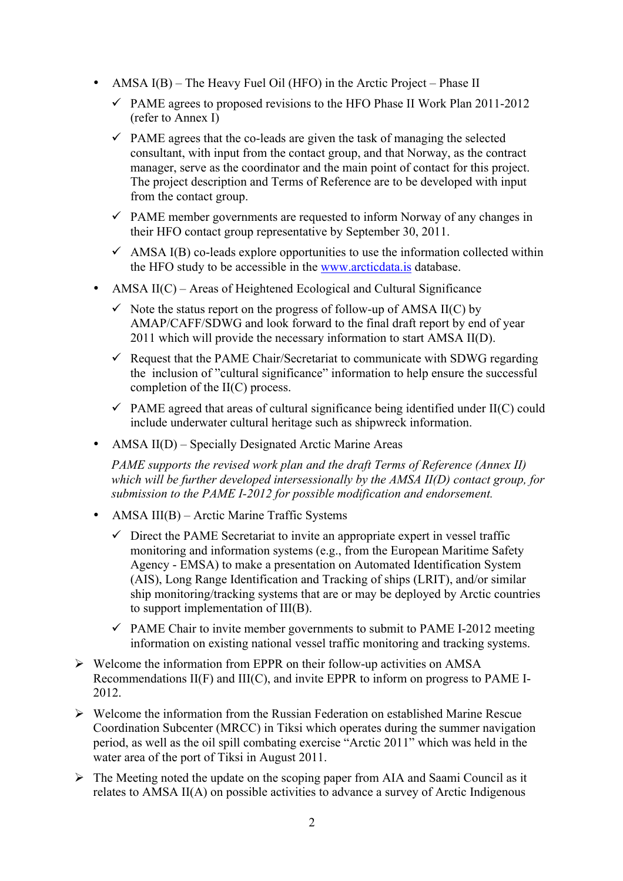- AMSA I(B) – The Heavy Fuel Oil (HFO) in the Arctic Project – Phase II
  - ✓ PAME agrees to proposed revisions to the HFO Phase II Work Plan 2011-2012 (refer to Annex I)
  - ✓ PAME agrees that the co-leads are given the task of managing the selected consultant, with input from the contact group, and that Norway, as the contract manager, serve as the coordinator and the main point of contact for this project. The project description and Terms of Reference are to be developed with input from the contact group.
  - ✓ PAME member governments are requested to inform Norway of any changes in their HFO contact group representative by September 30, 2011.
  - ✓ AMSA I(B) co-leads explore opportunities to use the information collected within the HFO study to be accessible in the [www.arcticdata.is](www.arcticdata.is) database.
- AMSA II(C) – Areas of Heightened Ecological and Cultural Significance
  - ✓ Note the status report on the progress of follow-up of AMSA II(C) by AMAP/CAFF/SDWG and look forward to the final draft report by end of year 2011 which will provide the necessary information to start AMSA II(D).
  - ✓ Request that the PAME Chair/Secretariat to communicate with SDWG regarding the inclusion of "cultural significance" information to help ensure the successful completion of the II(C) process.
  - ✓ PAME agreed that areas of cultural significance being identified under II(C) could include underwater cultural heritage such as shipwreck information.
- AMSA II(D) – Specially Designated Arctic Marine Areas

  *PAME supports the revised work plan and the draft Terms of Reference (Annex II) which will be further developed intersessionally by the AMSA II(D) contact group, for submission to the PAME I-2012 for possible modification and endorsement.*
- AMSA III(B) – Arctic Marine Traffic Systems
  - ✓ Direct the PAME Secretariat to invite an appropriate expert in vessel traffic monitoring and information systems (e.g., from the European Maritime Safety Agency - EMSA) to make a presentation on Automated Identification System (AIS), Long Range Identification and Tracking of ships (LRIT), and/or similar ship monitoring/tracking systems that are or may be deployed by Arctic countries to support implementation of III(B).
  - ✓ PAME Chair to invite member governments to submit to PAME I-2012 meeting information on existing national vessel traffic monitoring and tracking systems.

➢ Welcome the information from EPPR on their follow-up activities on AMSA Recommendations II(F) and III(C), and invite EPPR to inform on progress to PAME I-2012.

➢ Welcome the information from the Russian Federation on established Marine Rescue Coordination Subcenter (MRCC) in Tiksi which operates during the summer navigation period, as well as the oil spill combating exercise "Arctic 2011" which was held in the water area of the port of Tiksi in August 2011.

➢ The Meeting noted the update on the scoping paper from AIA and Saami Council as it relates to AMSA II(A) on possible activities to advance a survey of Arctic Indigenous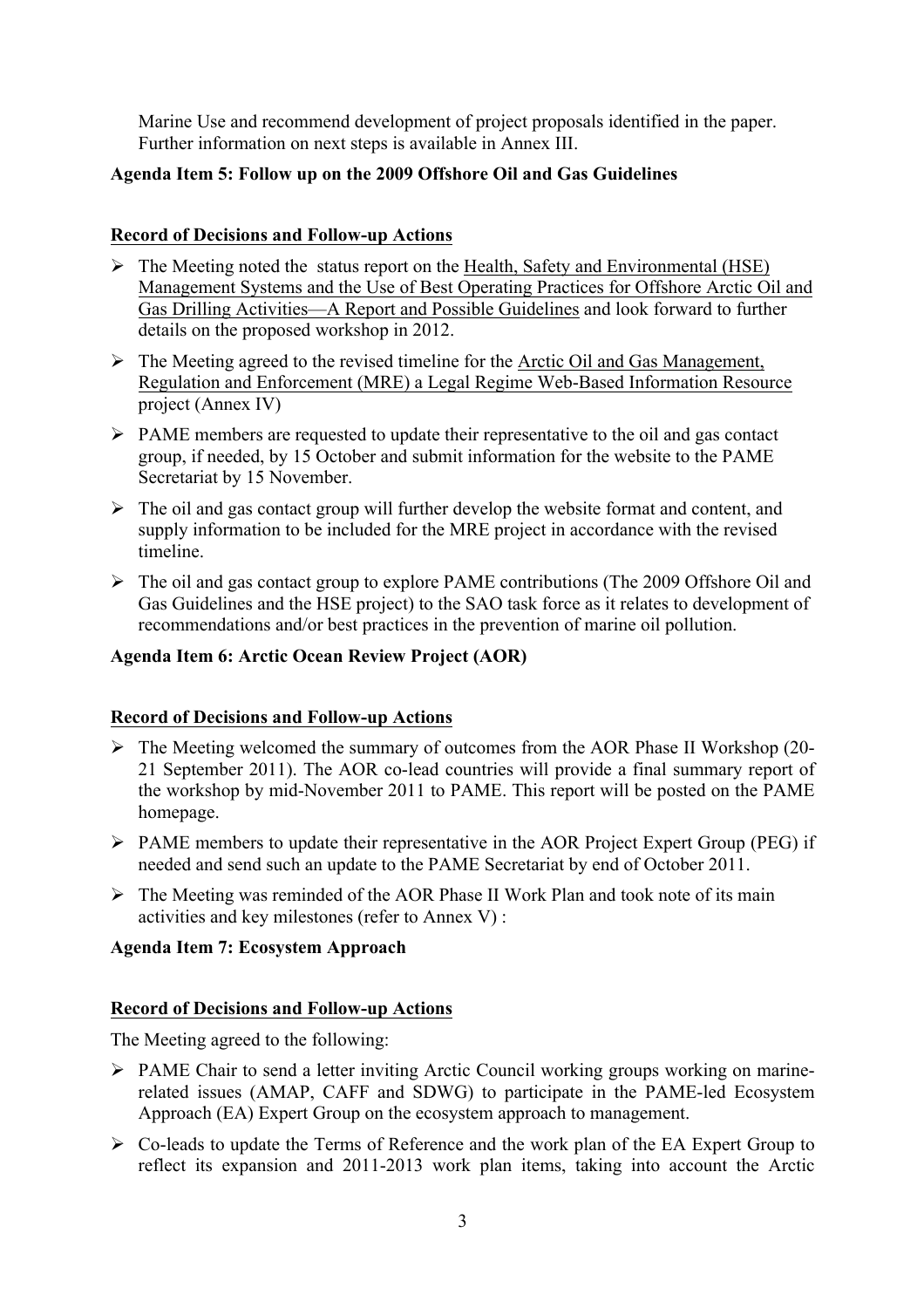Marine Use and recommend development of project proposals identified in the paper. Further information on next steps is available in Annex III.

**Agenda Item 5: Follow up on the 2009 Offshore Oil and Gas Guidelines**

**Record of Decisions and Follow-up Actions**

- The Meeting noted the status report on the Health, Safety and Environmental (HSE) Management Systems and the Use of Best Operating Practices for Offshore Arctic Oil and Gas Drilling Activities—A Report and Possible Guidelines and look forward to further details on the proposed workshop in 2012.
- The Meeting agreed to the revised timeline for the Arctic Oil and Gas Management, Regulation and Enforcement (MRE) a Legal Regime Web-Based Information Resource project (Annex IV)
- PAME members are requested to update their representative to the oil and gas contact group, if needed, by 15 October and submit information for the website to the PAME Secretariat by 15 November.
- The oil and gas contact group will further develop the website format and content, and supply information to be included for the MRE project in accordance with the revised timeline.
- The oil and gas contact group to explore PAME contributions (The 2009 Offshore Oil and Gas Guidelines and the HSE project) to the SAO task force as it relates to development of recommendations and/or best practices in the prevention of marine oil pollution.

**Agenda Item 6: Arctic Ocean Review Project (AOR)**

**Record of Decisions and Follow-up Actions**

- The Meeting welcomed the summary of outcomes from the AOR Phase II Workshop (20-21 September 2011). The AOR co-lead countries will provide a final summary report of the workshop by mid-November 2011 to PAME. This report will be posted on the PAME homepage.
- PAME members to update their representative in the AOR Project Expert Group (PEG) if needed and send such an update to the PAME Secretariat by end of October 2011.
- The Meeting was reminded of the AOR Phase II Work Plan and took note of its main activities and key milestones (refer to Annex V) :

**Agenda Item 7: Ecosystem Approach**

**Record of Decisions and Follow-up Actions**

The Meeting agreed to the following:

- PAME Chair to send a letter inviting Arctic Council working groups working on marine-related issues (AMAP, CAFF and SDWG) to participate in the PAME-led Ecosystem Approach (EA) Expert Group on the ecosystem approach to management.
- Co-leads to update the Terms of Reference and the work plan of the EA Expert Group to reflect its expansion and 2011-2013 work plan items, taking into account the Arctic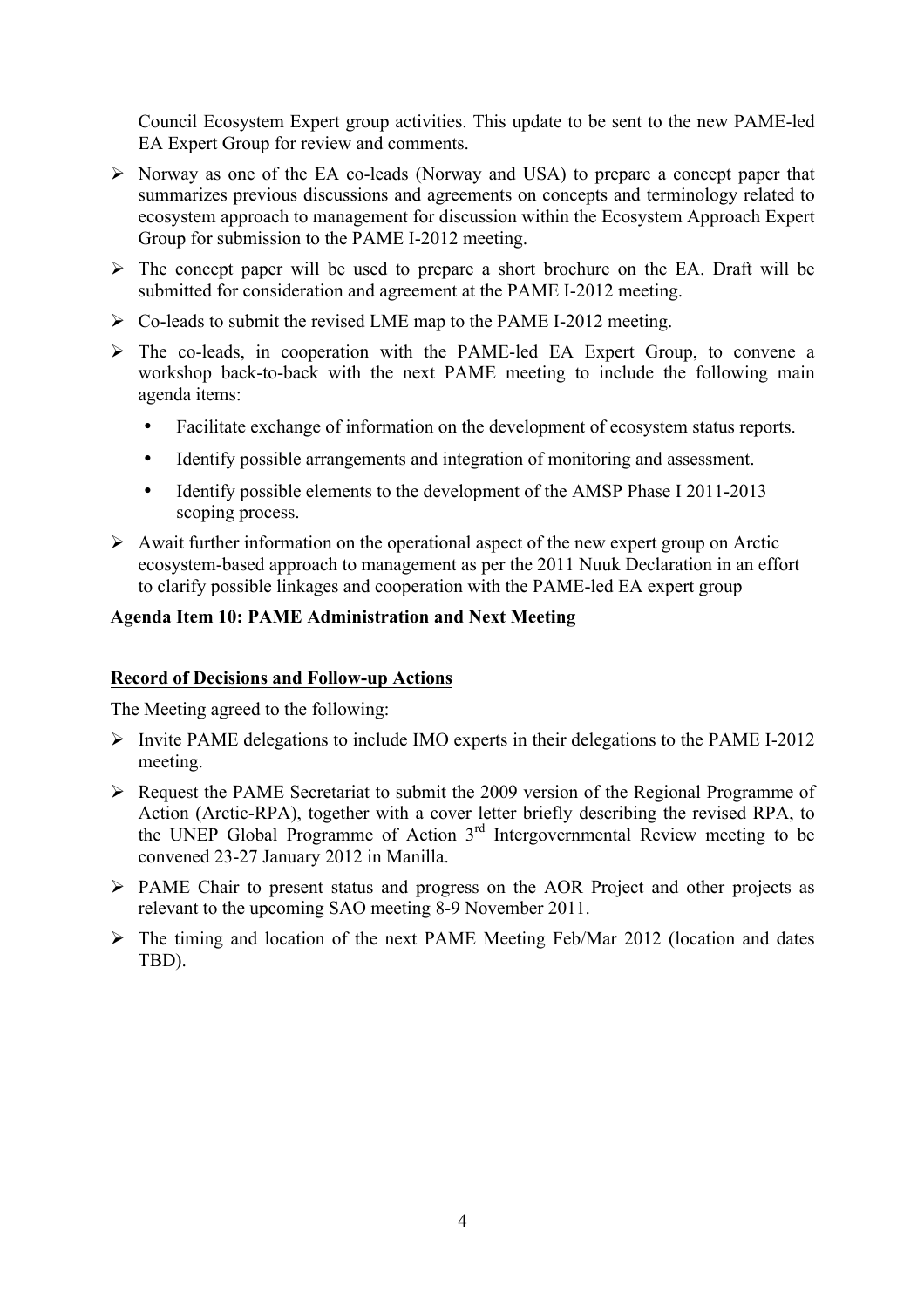Council Ecosystem Expert group activities. This update to be sent to the new PAME-led EA Expert Group for review and comments.

- Norway as one of the EA co-leads (Norway and USA) to prepare a concept paper that summarizes previous discussions and agreements on concepts and terminology related to ecosystem approach to management for discussion within the Ecosystem Approach Expert Group for submission to the PAME I-2012 meeting.
- The concept paper will be used to prepare a short brochure on the EA. Draft will be submitted for consideration and agreement at the PAME I-2012 meeting.
- Co-leads to submit the revised LME map to the PAME I-2012 meeting.
- The co-leads, in cooperation with the PAME-led EA Expert Group, to convene a workshop back-to-back with the next PAME meeting to include the following main agenda items:
  - Facilitate exchange of information on the development of ecosystem status reports.
  - Identify possible arrangements and integration of monitoring and assessment.
  - Identify possible elements to the development of the AMSP Phase I 2011-2013 scoping process.
- Await further information on the operational aspect of the new expert group on Arctic ecosystem-based approach to management as per the 2011 Nuuk Declaration in an effort to clarify possible linkages and cooperation with the PAME-led EA expert group

**Agenda Item 10: PAME Administration and Next Meeting**

**Record of Decisions and Follow-up Actions**

The Meeting agreed to the following:

- Invite PAME delegations to include IMO experts in their delegations to the PAME I-2012 meeting.
- Request the PAME Secretariat to submit the 2009 version of the Regional Programme of Action (Arctic-RPA), together with a cover letter briefly describing the revised RPA, to the UNEP Global Programme of Action 3rd Intergovernmental Review meeting to be convened 23-27 January 2012 in Manilla.
- PAME Chair to present status and progress on the AOR Project and other projects as relevant to the upcoming SAO meeting 8-9 November 2011.
- The timing and location of the next PAME Meeting Feb/Mar 2012 (location and dates TBD).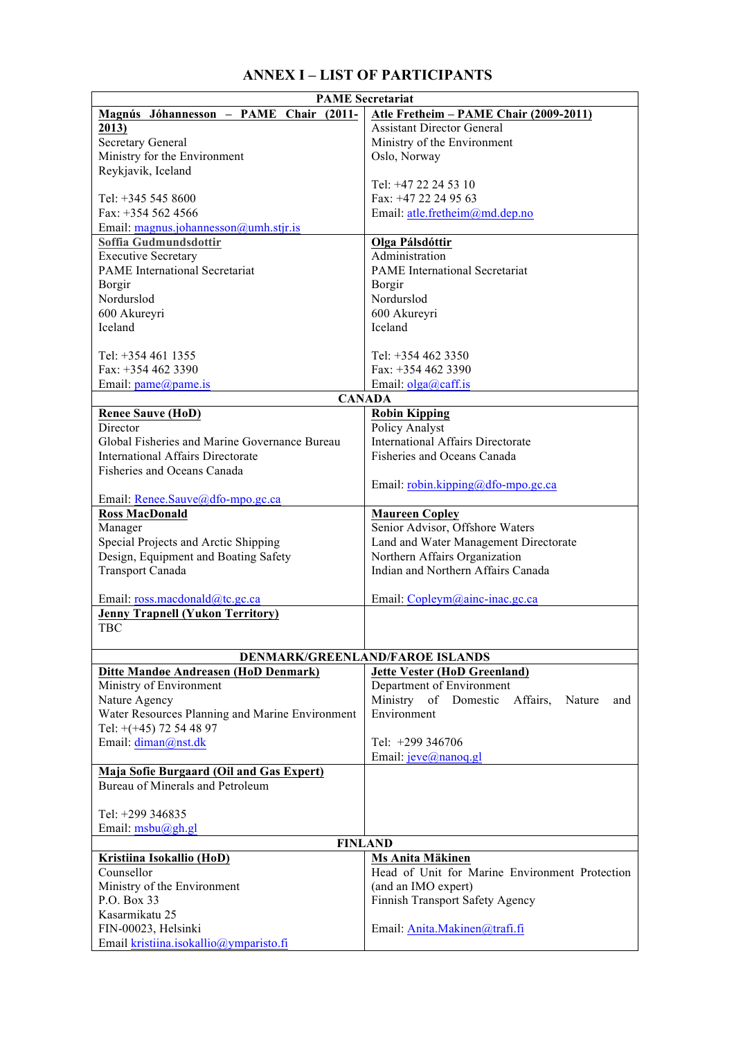# ANNEX I – LIST OF PARTICIPANTS

| PAME Secretariat | |
|---|---|
| **Magnús Jóhannesson – PAME Chair (2011-2013)**<br>Secretary General<br>Ministry for the Environment<br>Reykjavik, Iceland<br><br>Tel: +345 545 8600<br>Fax: +354 562 4566<br>Email: magnus.johannesson@umh.stjr.is | **Atle Fretheim – PAME Chair (2009-2011)**<br>Assistant Director General<br>Ministry of the Environment<br>Oslo, Norway<br><br>Tel: +47 22 24 53 10<br>Fax: +47 22 24 95 63<br>Email: atle.fretheim@md.dep.no |
| **Soffia Gudmundsdottir**<br>Executive Secretary<br>PAME International Secretariat<br>Borgir<br>Nordurslod<br>600 Akureyri<br>Iceland<br><br>Tel: +354 461 1355<br>Fax: +354 462 3390<br>Email: pame@pame.is | **Olga Pálsdóttir**<br>Administration<br>PAME International Secretariat<br>Borgir<br>Nordurslod<br>600 Akureyri<br>Iceland<br><br>Tel: +354 462 3350<br>Fax: +354 462 3390<br>Email: olga@caff.is |
| **CANADA** | |
| **Renee Sauve (HoD)**<br>Director<br>Global Fisheries and Marine Governance Bureau<br>International Affairs Directorate<br>Fisheries and Oceans Canada<br><br>Email: Renee.Sauve@dfo-mpo.gc.ca | **Robin Kipping**<br>Policy Analyst<br>International Affairs Directorate<br>Fisheries and Oceans Canada<br><br>Email: robin.kipping@dfo-mpo.gc.ca |
| **Ross MacDonald**<br>Manager<br>Special Projects and Arctic Shipping<br>Design, Equipment and Boating Safety<br>Transport Canada<br><br>Email: ross.macdonald@tc.gc.ca | **Maureen Copley**<br>Senior Advisor, Offshore Waters<br>Land and Water Management Directorate<br>Northern Affairs Organization<br>Indian and Northern Affairs Canada<br><br>Email: Copleym@ainc-inac.gc.ca |
| **Jenny Trapnell (Yukon Territory)**<br>TBC | |
| **DENMARK/GREENLAND/FAROE ISLANDS** | |
| **Ditte Mandøe Andreasen (HoD Denmark)**<br>Ministry of Environment<br>Nature Agency<br>Water Resources Planning and Marine Environment<br>Tel: +(+45) 72 54 48 97<br>Email: diman@nst.dk | **Jette Vester (HoD Greenland)**<br>Department of Environment<br>Ministry of Domestic Affairs, Nature and Environment<br><br>Tel: +299 346706<br>Email: jeve@nanoq.gl |
| **Maja Sofie Burgaard (Oil and Gas Expert)**<br>Bureau of Minerals and Petroleum<br><br>Tel: +299 346835<br>Email: msbu@gh.gl | |
| **FINLAND** | |
| **Kristiina Isokallio (HoD)**<br>Counsellor<br>Ministry of the Environment<br>P.O. Box 33<br>Kasarmikatu 25<br>FIN-00023, Helsinki<br>Email kristiina.isokallio@ymparisto.fi | **Ms Anita Mäkinen**<br>Head of Unit for Marine Environment Protection (and an IMO expert)<br>Finnish Transport Safety Agency<br><br>Email: Anita.Makinen@trafi.fi |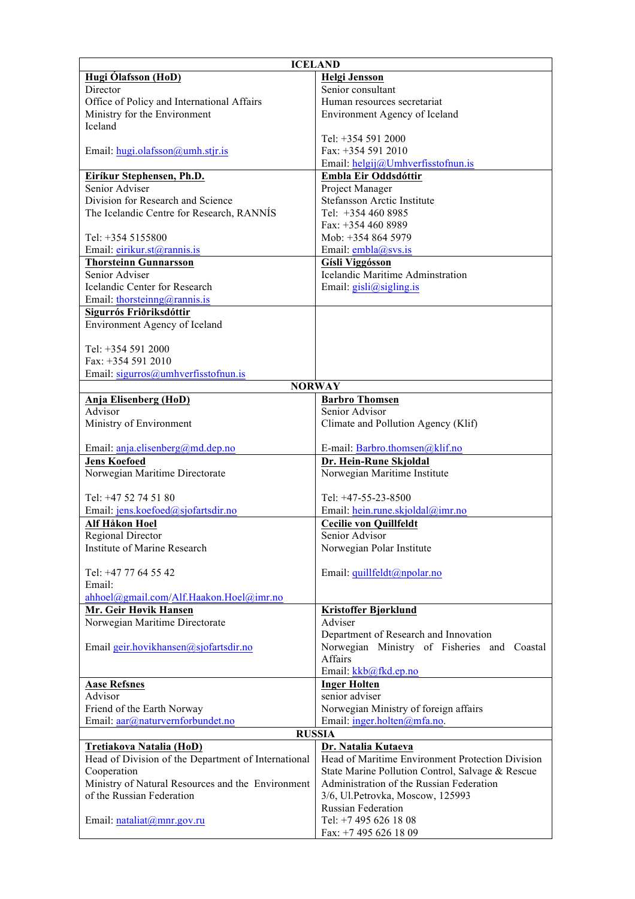| ICELAND | |
|---|---|
| **Hugi Ólafsson (HoD)**<br>Director<br>Office of Policy and International Affairs<br>Ministry for the Environment<br>Iceland<br><br>Email: hugi.olafsson@umh.stjr.is | **Helgi Jensson**<br>Senior consultant<br>Human resources secretariat<br>Environment Agency of Iceland<br><br>Tel: +354 591 2000<br>Fax: +354 591 2010<br>Email: helgij@Umhverfisstofnun.is |
| **Eiríkur Stephensen, Ph.D.**<br>Senior Adviser<br>Division for Research and Science<br>The Icelandic Centre for Research, RANNÍS<br><br>Tel: +354 5155800<br>Email: eirikur.st@rannis.is | **Embla Eir Oddsdóttir**<br>Project Manager<br>Stefansson Arctic Institute<br>Tel: +354 460 8985<br>Fax: +354 460 8989<br>Mob: +354 864 5979<br>Email: embla@svs.is |
| **Thorsteinn Gunnarsson**<br>Senior Adviser<br>Icelandic Center for Research<br>Email: thorsteinng@rannis.is | **Gísli Viggósson**<br>Icelandic Maritime Adminstration<br>Email: gisli@sigling.is |
| **Sigurrós Friðriksdóttir**<br>Environment Agency of Iceland<br><br>Tel: +354 591 2000<br>Fax: +354 591 2010<br>Email: sigurros@umhverfisstofnun.is | |
| **NORWAY** | |
| **Anja Elisenberg (HoD)**<br>Advisor<br>Ministry of Environment<br><br>Email: anja.elisenberg@md.dep.no | **Barbro Thomsen**<br>Senior Advisor<br>Climate and Pollution Agency (Klif)<br><br>E-mail: Barbro.thomsen@klif.no |
| **Jens Koefoed**<br>Norwegian Maritime Directorate<br><br>Tel: +47 52 74 51 80<br>Email: jens.koefoed@sjofartsdir.no | **Dr. Hein-Rune Skjoldal**<br>Norwegian Maritime Institute<br><br>Tel: +47-55-23-8500<br>Email: hein.rune.skjoldal@imr.no |
| **Alf Håkon Hoel**<br>Regional Director<br>Institute of Marine Research<br><br>Tel: +47 77 64 55 42<br>Email:<br>ahhoel@gmail.com/Alf.Haakon.Hoel@imr.no | **Cecilie von Quillfeldt**<br>Senior Advisor<br>Norwegian Polar Institute<br><br>Email: quillfeldt@npolar.no |
| **Mr. Geir Høvik Hansen**<br>Norwegian Maritime Directorate<br><br>Email geir.hovikhansen@sjofartsdir.no | **Kristoffer Bjørklund**<br>Adviser<br>Department of Research and Innovation<br>Norwegian Ministry of Fisheries and Coastal Affairs<br>Email: kkb@fkd.ep.no |
| **Aase Refsnes**<br>Advisor<br>Friend of the Earth Norway<br>Email: aar@naturvernforbundet.no | **Inger Holten**<br>senior adviser<br>Norwegian Ministry of foreign affairs<br>Email: inger.holten@mfa.no. |
| **RUSSIA** | |
| **Tretiakova Natalia (HoD)**<br>Head of Division of the Department of International Cooperation<br>Ministry of Natural Resources and the Environment of the Russian Federation<br><br>Email: nataliat@mnr.gov.ru | **Dr. Natalia Kutaeva**<br>Head of Maritime Environment Protection Division<br>State Marine Pollution Control, Salvage & Rescue Administration of the Russian Federation<br>3/6, Ul.Petrovka, Moscow, 125993<br>Russian Federation<br>Tel: +7 495 626 18 08<br>Fax: +7 495 626 18 09 |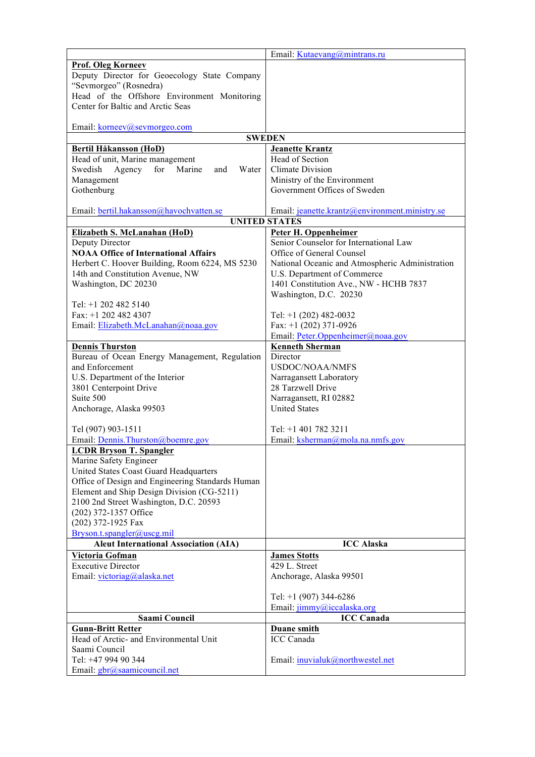| | |
|---|---|
| | Email: Kutaevang@mintrans.ru |
| **Prof. Oleg Korneev**<br>Deputy Director for Geoecology State Company "Sevmorgeo" (Rosnedra)<br>Head of the Offshore Environment Monitoring Center for Baltic and Arctic Seas<br><br>Email: korneev@sevmorgeo.com | |
| **SWEDEN** | |
| **Bertil Håkansson (HoD)**<br>Head of unit, Marine management<br>Swedish Agency for Marine and Water Management<br>Gothenburg<br><br>Email: bertil.hakansson@havochvatten.se | **Jeanette Krantz**<br>Head of Section<br>Climate Division<br>Ministry of the Environment<br>Government Offices of Sweden<br><br>Email: jeanette.krantz@environment.ministry.se |
| **UNITED STATES** | |
| **Elizabeth S. McLanahan (HoD)**<br>Deputy Director<br>**NOAA Office of International Affairs**<br>Herbert C. Hoover Building, Room 6224, MS 5230<br>14th and Constitution Avenue, NW<br>Washington, DC 20230<br><br>Tel: +1 202 482 5140<br>Fax: +1 202 482 4307<br>Email: Elizabeth.McLanahan@noaa.gov | **Peter H. Oppenheimer**<br>Senior Counselor for International Law<br>Office of General Counsel<br>National Oceanic and Atmospheric Administration<br>U.S. Department of Commerce<br>1401 Constitution Ave., NW - HCHB 7837<br>Washington, D.C. 20230<br><br>Tel: +1 (202) 482-0032<br>Fax: +1 (202) 371-0926<br>Email: Peter.Oppenheimer@noaa.gov |
| **Dennis Thurston**<br>Bureau of Ocean Energy Management, Regulation and Enforcement<br>U.S. Department of the Interior<br>3801 Centerpoint Drive<br>Suite 500<br>Anchorage, Alaska 99503<br><br>Tel (907) 903-1511<br>Email: Dennis.Thurston@boemre.gov | **Kenneth Sherman**<br>Director<br>USDOC/NOAA/NMFS<br>Narragansett Laboratory<br>28 Tarzwell Drive<br>Narragansett, RI 02882<br>United States<br><br>Tel: +1 401 782 3211<br>Email: ksherman@mola.na.nmfs.gov |
| **LCDR Bryson T. Spangler**<br>Marine Safety Engineer<br>United States Coast Guard Headquarters<br>Office of Design and Engineering Standards Human Element and Ship Design Division (CG-5211)<br>2100 2nd Street Washington, D.C. 20593<br>(202) 372-1357 Office<br>(202) 372-1925 Fax<br>Bryson.t.spangler@uscg.mil | |
| **Aleut International Association (AIA)** | **ICC Alaska** |
| **Victoria Gofman**<br>Executive Director<br>Email: victoriag@alaska.net | **James Stotts**<br>429 L. Street<br>Anchorage, Alaska 99501<br><br>Tel: +1 (907) 344-6286<br>Email: jimmy@iccalaska.org |
| **Saami Council** | **ICC Canada** |
| **Gunn-Britt Retter**<br>Head of Arctic- and Environmental Unit<br>Saami Council<br>Tel: +47 994 90 344<br>Email: gbr@saamicouncil.net | **Duane smith**<br>ICC Canada<br><br>Email: inuvialuk@northwestel.net |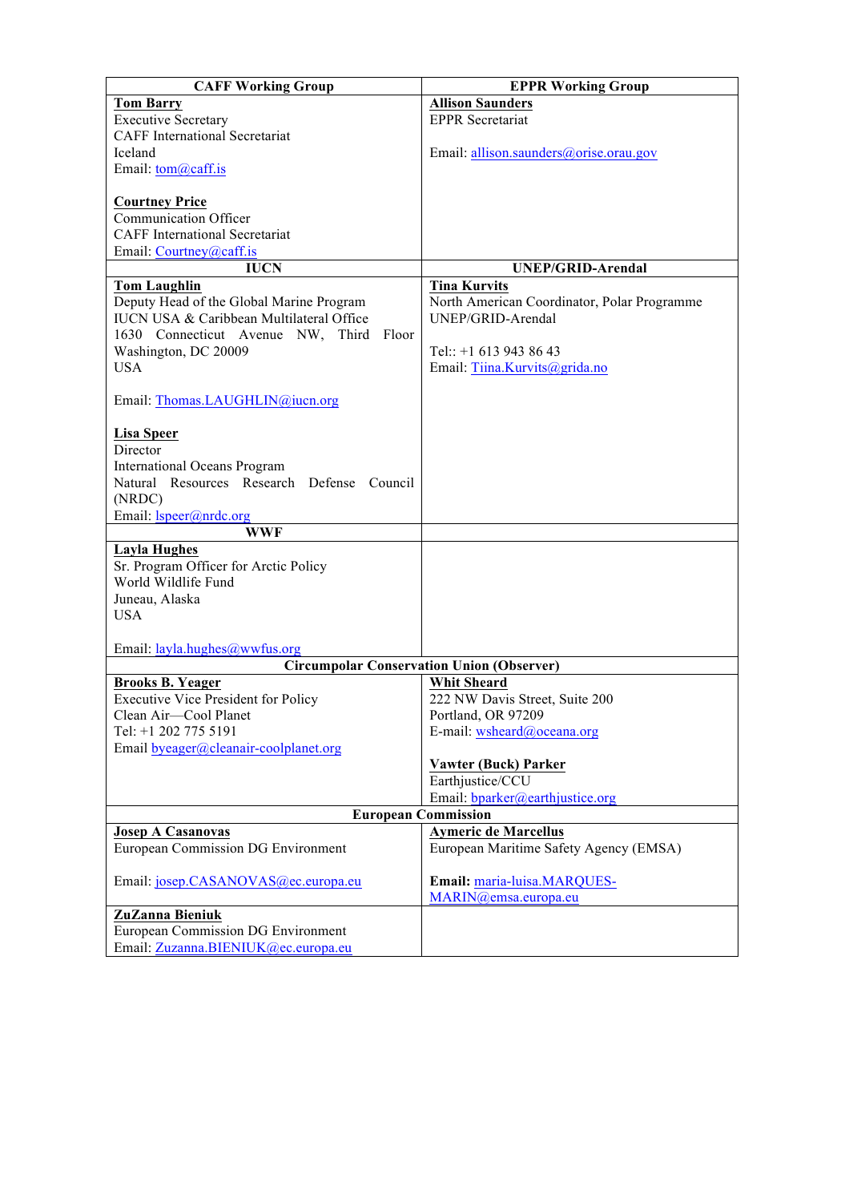| CAFF Working Group | EPPR Working Group |
|---|---|
| **Tom Barry**<br>Executive Secretary<br>CAFF International Secretariat<br>Iceland<br>Email: tom@caff.is<br><br>**Courtney Price**<br>Communication Officer<br>CAFF International Secretariat<br>Email: Courtney@caff.is | **Allison Saunders**<br>EPPR Secretariat<br><br>Email: allison.saunders@orise.orau.gov |
| **IUCN** | **UNEP/GRID-Arendal** |
| **Tom Laughlin**<br>Deputy Head of the Global Marine Program<br>IUCN USA & Caribbean Multilateral Office<br>1630 Connecticut Avenue NW, Third Floor Washington, DC 20009<br>USA<br><br>Email: Thomas.LAUGHLIN@iucn.org<br><br>**Lisa Speer**<br>Director<br>International Oceans Program<br>Natural Resources Research Defense Council (NRDC)<br>Email: lspeer@nrdc.org | **Tina Kurvits**<br>North American Coordinator, Polar Programme<br>UNEP/GRID-Arendal<br><br>Tel:: +1 613 943 86 43<br>Email: Tiina.Kurvits@grida.no |
| **WWF** | |
| **Layla Hughes**<br>Sr. Program Officer for Arctic Policy<br>World Wildlife Fund<br>Juneau, Alaska<br>USA<br><br>Email: layla.hughes@wwfus.org | |
| **Circumpolar Conservation Union (Observer)** | |
| **Brooks B. Yeager**<br>Executive Vice President for Policy<br>Clean Air—Cool Planet<br>Tel: +1 202 775 5191<br>Email byeager@cleanair-coolplanet.org | **Whit Sheard**<br>222 NW Davis Street, Suite 200<br>Portland, OR 97209<br>E-mail: wsheard@oceana.org<br><br>**Vawter (Buck) Parker**<br>Earthjustice/CCU<br>Email: bparker@earthjustice.org |
| **European Commission** | |
| **Josep A Casanovas**<br>European Commission DG Environment<br><br>Email: josep.CASANOVAS@ec.europa.eu | **Aymeric de Marcellus**<br>European Maritime Safety Agency (EMSA)<br><br>**Email:** maria-luisa.MARQUES-MARIN@emsa.europa.eu |
| **ZuZanna Bieniuk**<br>European Commission DG Environment<br>Email: Zuzanna.BIENIUK@ec.europa.eu | |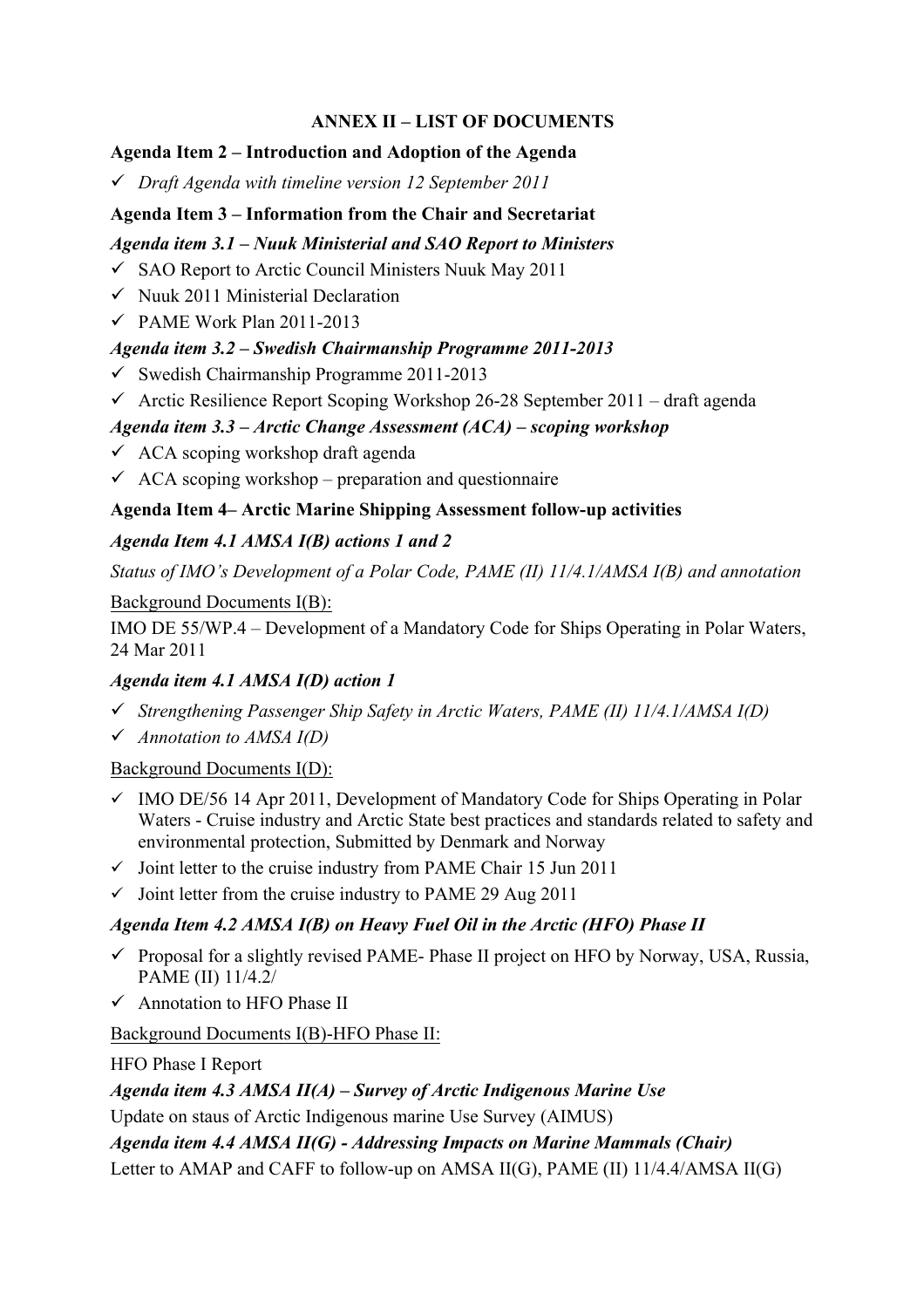## ANNEX II – LIST OF DOCUMENTS

**Agenda Item 2 – Introduction and Adoption of the Agenda**

- ✓ *Draft Agenda with timeline version 12 September 2011*

**Agenda Item 3 – Information from the Chair and Secretariat**

***Agenda item 3.1 – Nuuk Ministerial and SAO Report to Ministers***

- ✓ SAO Report to Arctic Council Ministers Nuuk May 2011
- ✓ Nuuk 2011 Ministerial Declaration
- ✓ PAME Work Plan 2011-2013

***Agenda item 3.2 – Swedish Chairmanship Programme 2011-2013***

- ✓ Swedish Chairmanship Programme 2011-2013
- ✓ Arctic Resilience Report Scoping Workshop 26-28 September 2011 – draft agenda

***Agenda item 3.3 – Arctic Change Assessment (ACA) – scoping workshop***

- ✓ ACA scoping workshop draft agenda
- ✓ ACA scoping workshop – preparation and questionnaire

**Agenda Item 4– Arctic Marine Shipping Assessment follow-up activities**

***Agenda Item 4.1 AMSA I(B) actions 1 and 2***

*Status of IMO's Development of a Polar Code, PAME (II) 11/4.1/AMSA I(B) and annotation*

Background Documents I(B):

IMO DE 55/WP.4 – Development of a Mandatory Code for Ships Operating in Polar Waters, 24 Mar 2011

***Agenda item 4.1 AMSA I(D) action 1***

- ✓ *Strengthening Passenger Ship Safety in Arctic Waters, PAME (II) 11/4.1/AMSA I(D)*
- ✓ *Annotation to AMSA I(D)*

Background Documents I(D):

- ✓ IMO DE/56 14 Apr 2011, Development of Mandatory Code for Ships Operating in Polar Waters - Cruise industry and Arctic State best practices and standards related to safety and environmental protection, Submitted by Denmark and Norway
- ✓ Joint letter to the cruise industry from PAME Chair 15 Jun 2011
- ✓ Joint letter from the cruise industry to PAME 29 Aug 2011

***Agenda Item 4.2 AMSA I(B) on Heavy Fuel Oil in the Arctic (HFO) Phase II***

- ✓ Proposal for a slightly revised PAME- Phase II project on HFO by Norway, USA, Russia, PAME (II) 11/4.2/
- ✓ Annotation to HFO Phase II

Background Documents I(B)-HFO Phase II:

HFO Phase I Report

***Agenda item 4.3 AMSA II(A) – Survey of Arctic Indigenous Marine Use***

Update on staus of Arctic Indigenous marine Use Survey (AIMUS)

***Agenda item 4.4 AMSA II(G) - Addressing Impacts on Marine Mammals (Chair)***

Letter to AMAP and CAFF to follow-up on AMSA II(G), PAME (II) 11/4.4/AMSA II(G)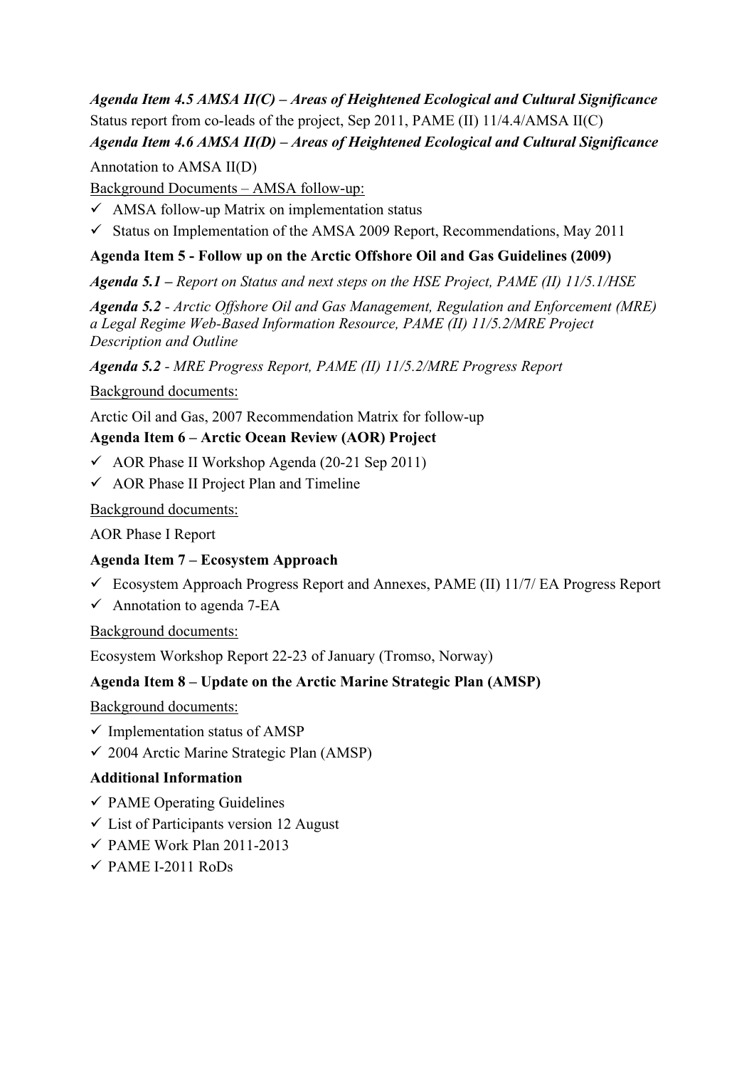***Agenda Item 4.5 AMSA II(C) – Areas of Heightened Ecological and Cultural Significance***

Status report from co-leads of the project, Sep 2011, PAME (II) 11/4.4/AMSA II(C)

***Agenda Item 4.6 AMSA II(D) – Areas of Heightened Ecological and Cultural Significance***

Annotation to AMSA II(D)

Background Documents – AMSA follow-up:

- ✓ AMSA follow-up Matrix on implementation status
- ✓ Status on Implementation of the AMSA 2009 Report, Recommendations, May 2011

**Agenda Item 5 - Follow up on the Arctic Offshore Oil and Gas Guidelines (2009)**

***Agenda 5.1*** *– Report on Status and next steps on the HSE Project, PAME (II) 11/5.1/HSE*

***Agenda 5.2*** *- Arctic Offshore Oil and Gas Management, Regulation and Enforcement (MRE) a Legal Regime Web-Based Information Resource, PAME (II) 11/5.2/MRE Project Description and Outline*

***Agenda 5.2*** *- MRE Progress Report, PAME (II) 11/5.2/MRE Progress Report*

Background documents:

Arctic Oil and Gas, 2007 Recommendation Matrix for follow-up

**Agenda Item 6 – Arctic Ocean Review (AOR) Project**

- ✓ AOR Phase II Workshop Agenda (20-21 Sep 2011)
- ✓ AOR Phase II Project Plan and Timeline

Background documents:

AOR Phase I Report

**Agenda Item 7 – Ecosystem Approach**

- ✓ Ecosystem Approach Progress Report and Annexes, PAME (II) 11/7/ EA Progress Report
- ✓ Annotation to agenda 7-EA

Background documents:

Ecosystem Workshop Report 22-23 of January (Tromso, Norway)

**Agenda Item 8 – Update on the Arctic Marine Strategic Plan (AMSP)**

Background documents:

- ✓ Implementation status of AMSP
- ✓ 2004 Arctic Marine Strategic Plan (AMSP)

**Additional Information**

- ✓ PAME Operating Guidelines
- ✓ List of Participants version 12 August
- ✓ PAME Work Plan 2011-2013
- ✓ PAME I-2011 RoDs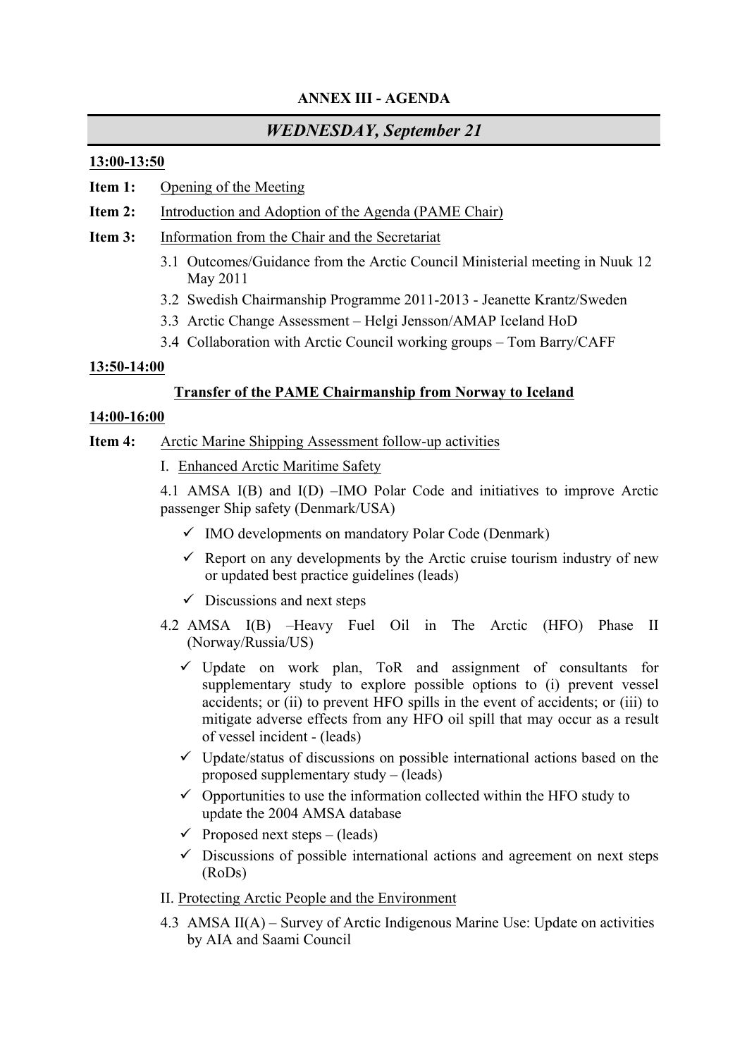## ANNEX III - AGENDA

## *WEDNESDAY, September 21*

**13:00-13:50**

**Item 1:** Opening of the Meeting

**Item 2:** Introduction and Adoption of the Agenda (PAME Chair)

**Item 3:** Information from the Chair and the Secretariat

- 3.1 Outcomes/Guidance from the Arctic Council Ministerial meeting in Nuuk 12 May 2011
- 3.2 Swedish Chairmanship Programme 2011-2013 - Jeanette Krantz/Sweden
- 3.3 Arctic Change Assessment – Helgi Jensson/AMAP Iceland HoD
- 3.4 Collaboration with Arctic Council working groups – Tom Barry/CAFF

**13:50-14:00**

**Transfer of the PAME Chairmanship from Norway to Iceland**

**14:00-16:00**

**Item 4:** Arctic Marine Shipping Assessment follow-up activities

I. Enhanced Arctic Maritime Safety

4.1 AMSA I(B) and I(D) –IMO Polar Code and initiatives to improve Arctic passenger Ship safety (Denmark/USA)

- ✓ IMO developments on mandatory Polar Code (Denmark)
- ✓ Report on any developments by the Arctic cruise tourism industry of new or updated best practice guidelines (leads)
- ✓ Discussions and next steps

4.2 AMSA I(B) –Heavy Fuel Oil in The Arctic (HFO) Phase II (Norway/Russia/US)

- ✓ Update on work plan, ToR and assignment of consultants for supplementary study to explore possible options to (i) prevent vessel accidents; or (ii) to prevent HFO spills in the event of accidents; or (iii) to mitigate adverse effects from any HFO oil spill that may occur as a result of vessel incident - (leads)
- ✓ Update/status of discussions on possible international actions based on the proposed supplementary study – (leads)
- ✓ Opportunities to use the information collected within the HFO study to update the 2004 AMSA database
- ✓ Proposed next steps – (leads)
- ✓ Discussions of possible international actions and agreement on next steps (RoDs)

II. Protecting Arctic People and the Environment

4.3 AMSA II(A) – Survey of Arctic Indigenous Marine Use: Update on activities by AIA and Saami Council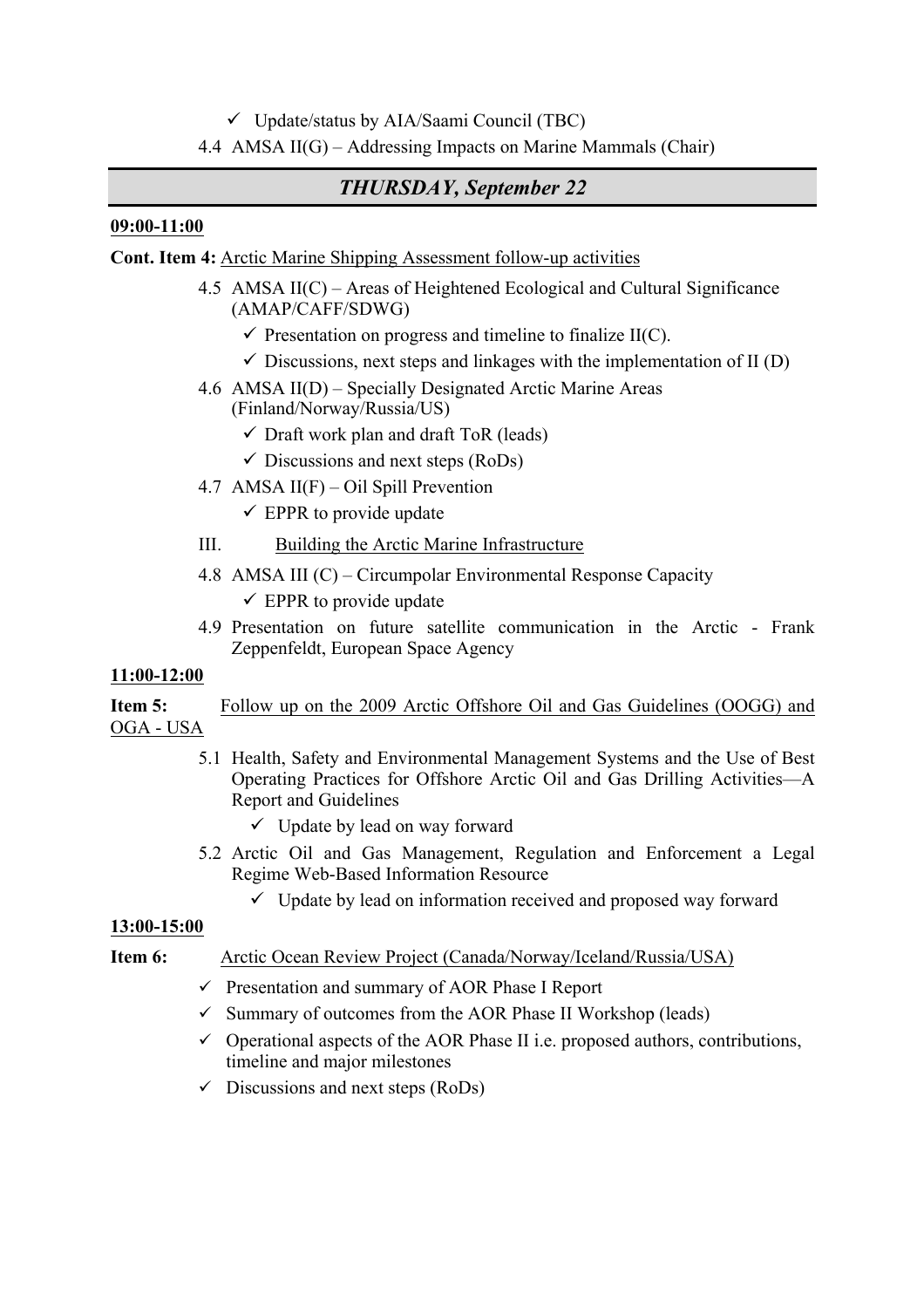- ✓ Update/status by AIA/Saami Council (TBC)

4.4 AMSA II(G) – Addressing Impacts on Marine Mammals (Chair)

## *THURSDAY, September 22*

**09:00-11:00**

**Cont. Item 4:** Arctic Marine Shipping Assessment follow-up activities

4.5 AMSA II(C) – Areas of Heightened Ecological and Cultural Significance (AMAP/CAFF/SDWG)

- ✓ Presentation on progress and timeline to finalize II(C).
- ✓ Discussions, next steps and linkages with the implementation of II (D)

4.6 AMSA II(D) – Specially Designated Arctic Marine Areas (Finland/Norway/Russia/US)

- ✓ Draft work plan and draft ToR (leads)
- ✓ Discussions and next steps (RoDs)

4.7 AMSA II(F) – Oil Spill Prevention

- ✓ EPPR to provide update

III. Building the Arctic Marine Infrastructure

4.8 AMSA III (C) – Circumpolar Environmental Response Capacity

- ✓ EPPR to provide update

4.9 Presentation on future satellite communication in the Arctic - Frank Zeppenfeldt, European Space Agency

**11:00-12:00**

**Item 5:** Follow up on the 2009 Arctic Offshore Oil and Gas Guidelines (OOGG) and OGA - USA

5.1 Health, Safety and Environmental Management Systems and the Use of Best Operating Practices for Offshore Arctic Oil and Gas Drilling Activities—A Report and Guidelines

- ✓ Update by lead on way forward

5.2 Arctic Oil and Gas Management, Regulation and Enforcement a Legal Regime Web-Based Information Resource

- ✓ Update by lead on information received and proposed way forward

**13:00-15:00**

**Item 6:** Arctic Ocean Review Project (Canada/Norway/Iceland/Russia/USA)

- ✓ Presentation and summary of AOR Phase I Report
- ✓ Summary of outcomes from the AOR Phase II Workshop (leads)
- ✓ Operational aspects of the AOR Phase II i.e. proposed authors, contributions, timeline and major milestones
- ✓ Discussions and next steps (RoDs)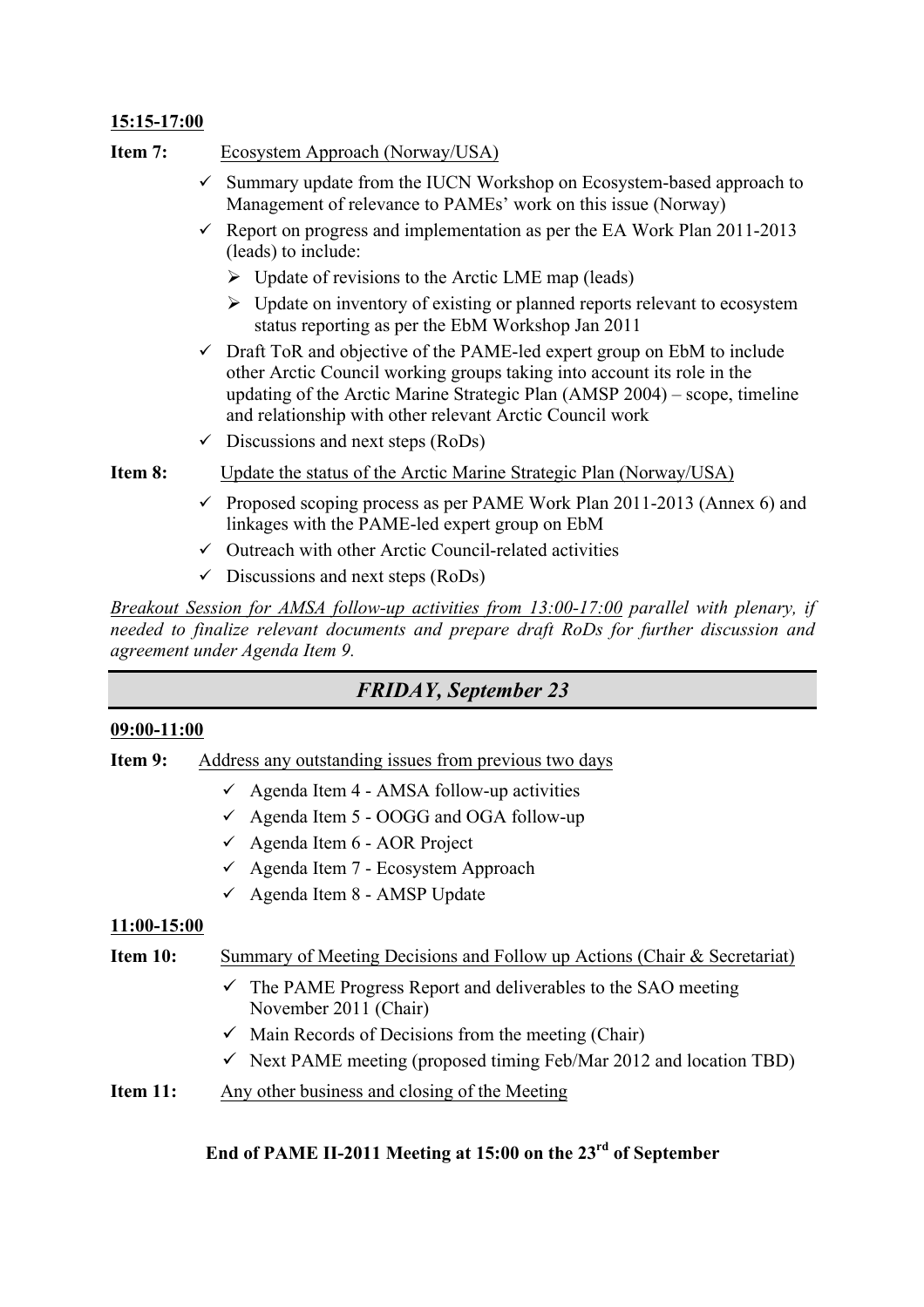**15:15-17:00**

**Item 7:** Ecosystem Approach (Norway/USA)

- ✓ Summary update from the IUCN Workshop on Ecosystem-based approach to Management of relevance to PAMEs' work on this issue (Norway)
- ✓ Report on progress and implementation as per the EA Work Plan 2011-2013 (leads) to include:
  - ➢ Update of revisions to the Arctic LME map (leads)
  - ➢ Update on inventory of existing or planned reports relevant to ecosystem status reporting as per the EbM Workshop Jan 2011
- ✓ Draft ToR and objective of the PAME-led expert group on EbM to include other Arctic Council working groups taking into account its role in the updating of the Arctic Marine Strategic Plan (AMSP 2004) – scope, timeline and relationship with other relevant Arctic Council work
- ✓ Discussions and next steps (RoDs)

**Item 8:** Update the status of the Arctic Marine Strategic Plan (Norway/USA)

- ✓ Proposed scoping process as per PAME Work Plan 2011-2013 (Annex 6) and linkages with the PAME-led expert group on EbM
- ✓ Outreach with other Arctic Council-related activities
- ✓ Discussions and next steps (RoDs)

*Breakout Session for AMSA follow-up activities from 13:00-17:00 parallel with plenary, if needed to finalize relevant documents and prepare draft RoDs for further discussion and agreement under Agenda Item 9.*

## *FRIDAY, September 23*

**09:00-11:00**

**Item 9:** Address any outstanding issues from previous two days

- ✓ Agenda Item 4 - AMSA follow-up activities
- ✓ Agenda Item 5 - OOGG and OGA follow-up
- ✓ Agenda Item 6 - AOR Project
- ✓ Agenda Item 7 - Ecosystem Approach
- ✓ Agenda Item 8 - AMSP Update

**11:00-15:00**

**Item 10:** Summary of Meeting Decisions and Follow up Actions (Chair & Secretariat)

- ✓ The PAME Progress Report and deliverables to the SAO meeting November 2011 (Chair)
- ✓ Main Records of Decisions from the meeting (Chair)
- ✓ Next PAME meeting (proposed timing Feb/Mar 2012 and location TBD)

**Item 11:** Any other business and closing of the Meeting

**End of PAME II-2011 Meeting at 15:00 on the 23rd of September**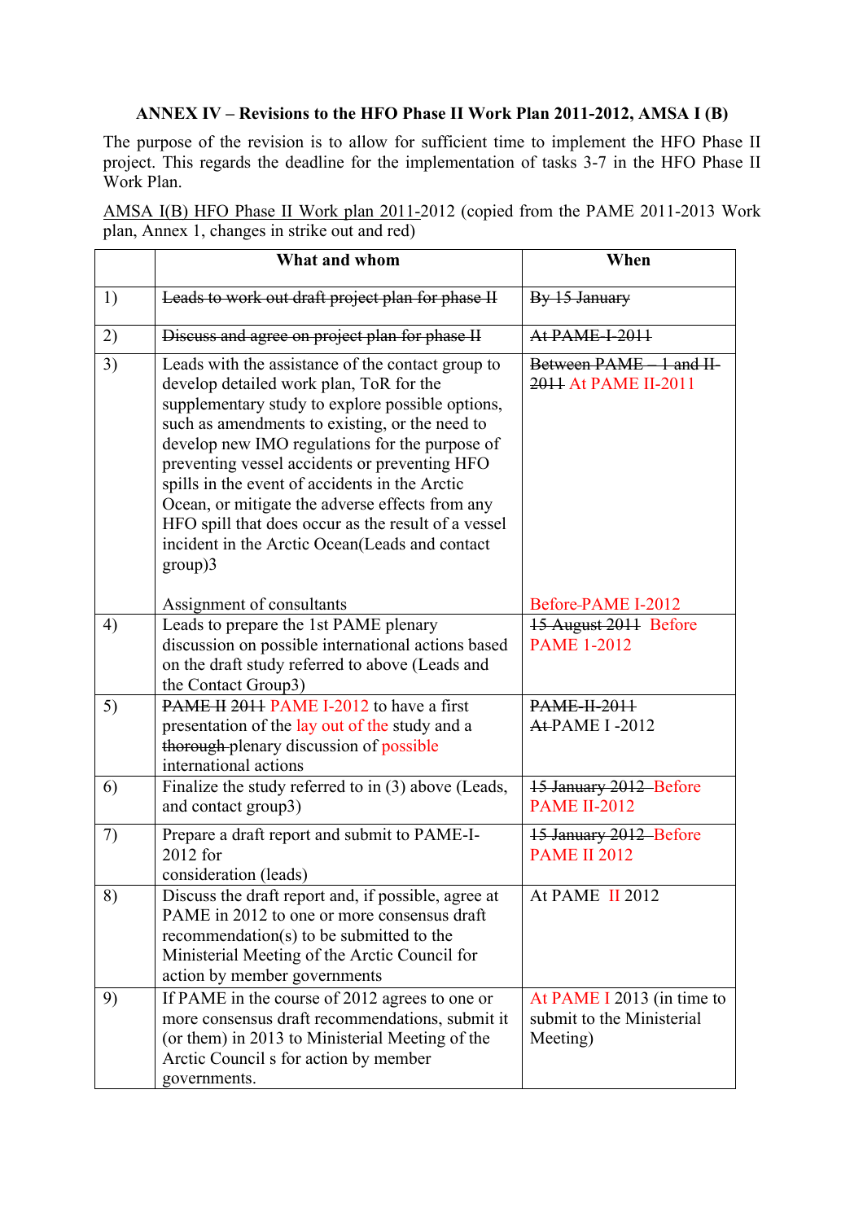**ANNEX IV – Revisions to the HFO Phase II Work Plan 2011-2012, AMSA I (B)**

The purpose of the revision is to allow for sufficient time to implement the HFO Phase II project. This regards the deadline for the implementation of tasks 3-7 in the HFO Phase II Work Plan.

AMSA I(B) HFO Phase II Work plan 2011-2012 (copied from the PAME 2011-2013 Work plan, Annex 1, changes in strike out and red)

| | What and whom | When |
|---|---|---|
| 1) | ~~Leads to work out draft project plan for phase II~~ | ~~By 15 January~~ |
| 2) | ~~Discuss and agree on project plan for phase II~~ | ~~At PAME-I-2011~~ |
| 3) | Leads with the assistance of the contact group to develop detailed work plan, ToR for the supplementary study to explore possible options, such as amendments to existing, or the need to develop new IMO regulations for the purpose of preventing vessel accidents or preventing HFO spills in the event of accidents in the Arctic Ocean, or mitigate the adverse effects from any HFO spill that does occur as the result of a vessel incident in the Arctic Ocean(Leads and contact group)3<br><br>Assignment of consultants | ~~Between PAME – I and II-2011~~ At PAME II-2011<br><br>Before-PAME I-2012 |
| 4) | Leads to prepare the 1st PAME plenary discussion on possible international actions based on the draft study referred to above (Leads and the Contact Group3) | ~~15 August 2011~~ Before PAME 1-2012 |
| 5) | ~~PAME II 2011~~ PAME I-2012 to have a first presentation of the lay out of the study and a ~~thorough~~ plenary discussion of possible international actions | ~~PAME-II-2011~~<br>~~At~~ PAME I -2012 |
| 6) | Finalize the study referred to in (3) above (Leads, and contact group3) | ~~15 January 2012~~ Before PAME II-2012 |
| 7) | Prepare a draft report and submit to PAME-I-2012 for consideration (leads) | ~~15 January 2012~~ Before PAME II 2012 |
| 8) | Discuss the draft report and, if possible, agree at PAME in 2012 to one or more consensus draft recommendation(s) to be submitted to the Ministerial Meeting of the Arctic Council for action by member governments | At PAME II 2012 |
| 9) | If PAME in the course of 2012 agrees to one or more consensus draft recommendations, submit it (or them) in 2013 to Ministerial Meeting of the Arctic Council s for action by member governments. | At PAME I 2013 (in time to submit to the Ministerial Meeting) |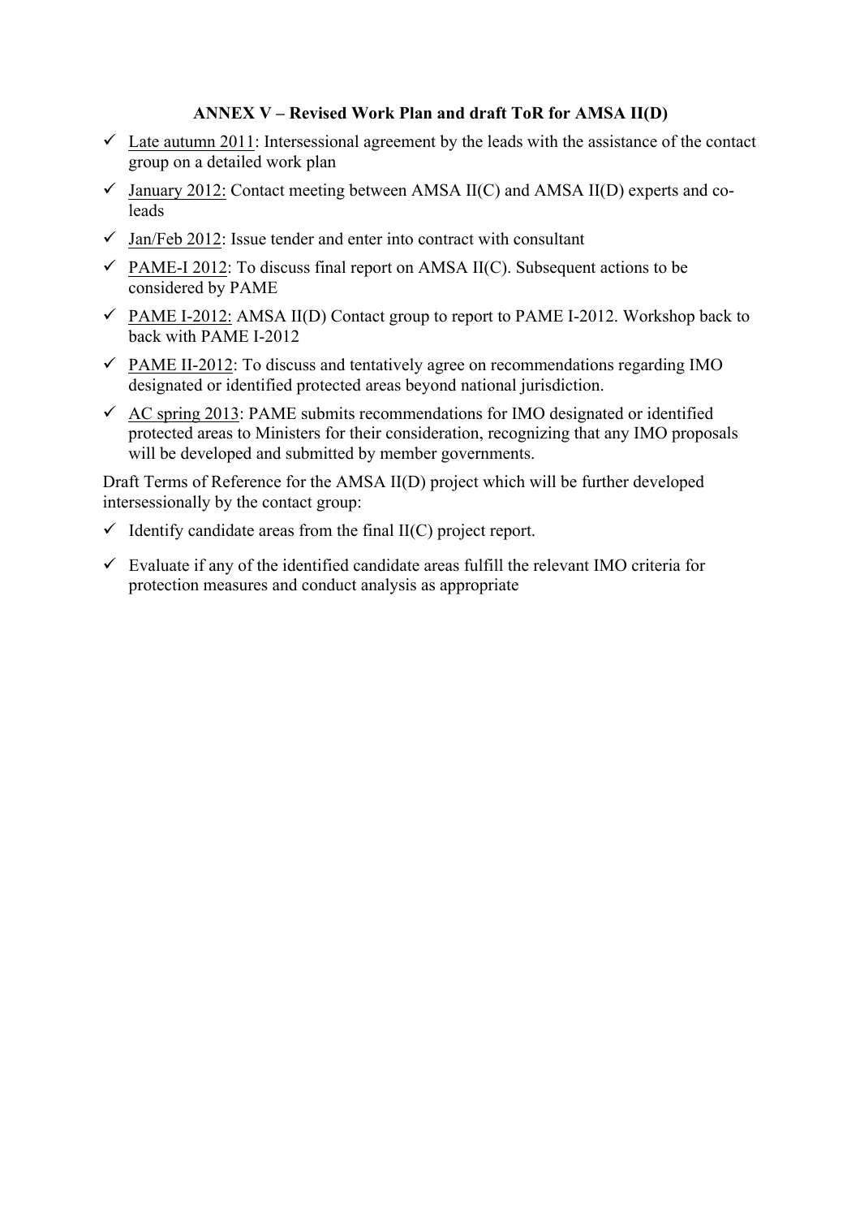### ANNEX V – Revised Work Plan and draft ToR for AMSA II(D)

- ✓ Late autumn 2011: Intersessional agreement by the leads with the assistance of the contact group on a detailed work plan
- ✓ January 2012: Contact meeting between AMSA II(C) and AMSA II(D) experts and co-leads
- ✓ Jan/Feb 2012: Issue tender and enter into contract with consultant
- ✓ PAME-I 2012: To discuss final report on AMSA II(C). Subsequent actions to be considered by PAME
- ✓ PAME I-2012: AMSA II(D) Contact group to report to PAME I-2012. Workshop back to back with PAME I-2012
- ✓ PAME II-2012: To discuss and tentatively agree on recommendations regarding IMO designated or identified protected areas beyond national jurisdiction.
- ✓ AC spring 2013: PAME submits recommendations for IMO designated or identified protected areas to Ministers for their consideration, recognizing that any IMO proposals will be developed and submitted by member governments.

Draft Terms of Reference for the AMSA II(D) project which will be further developed intersessionally by the contact group:

- ✓ Identify candidate areas from the final II(C) project report.
- ✓ Evaluate if any of the identified candidate areas fulfill the relevant IMO criteria for protection measures and conduct analysis as appropriate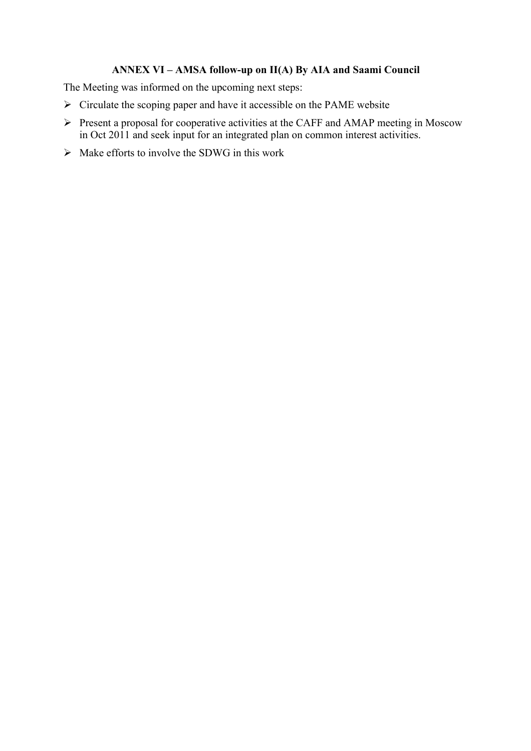**ANNEX VI – AMSA follow-up on II(A) By AIA and Saami Council**

The Meeting was informed on the upcoming next steps:

- Circulate the scoping paper and have it accessible on the PAME website
- Present a proposal for cooperative activities at the CAFF and AMAP meeting in Moscow in Oct 2011 and seek input for an integrated plan on common interest activities.
- Make efforts to involve the SDWG in this work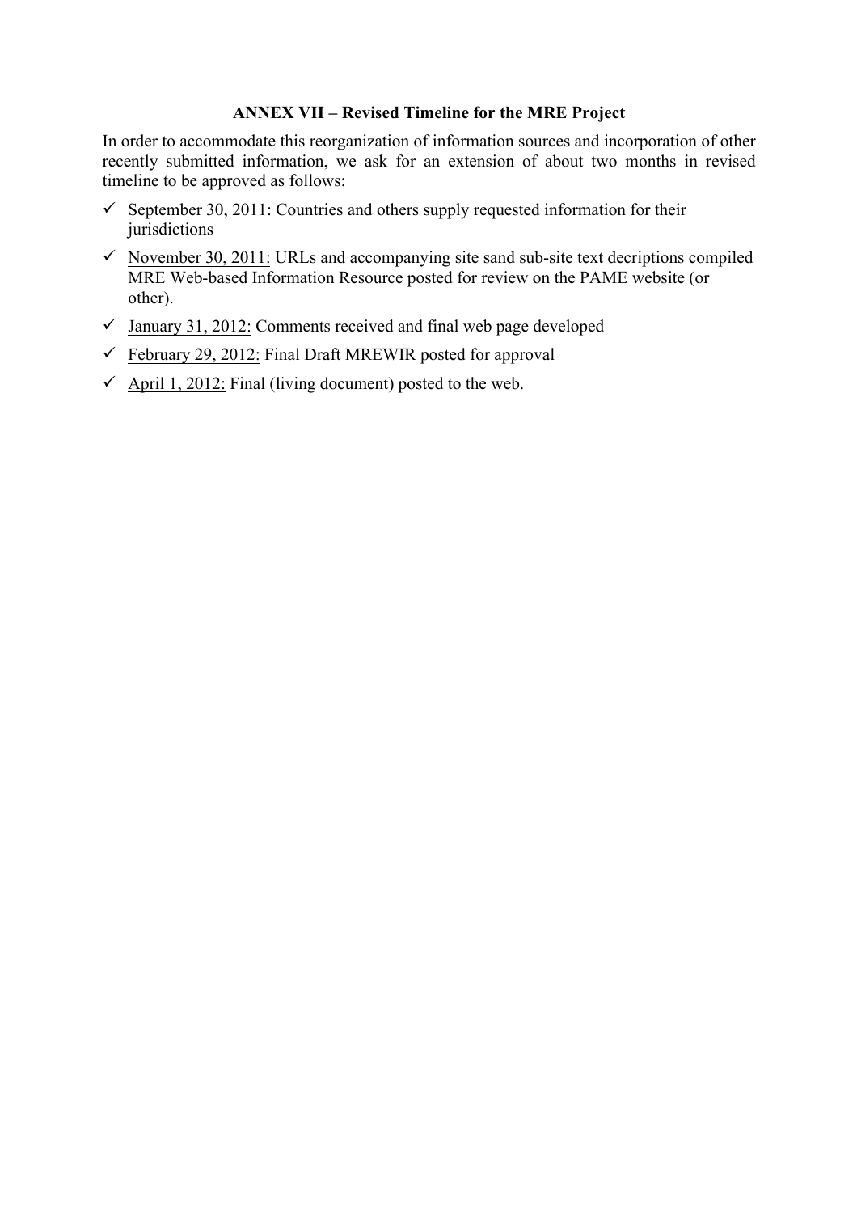**ANNEX VII – Revised Timeline for the MRE Project**

In order to accommodate this reorganization of information sources and incorporation of other recently submitted information, we ask for an extension of about two months in revised timeline to be approved as follows:

- ✓ <u>September 30, 2011:</u> Countries and others supply requested information for their jurisdictions
- ✓ <u>November 30, 2011:</u> URLs and accompanying site sand sub-site text decriptions compiled MRE Web-based Information Resource posted for review on the PAME website (or other).
- ✓ <u>January 31, 2012:</u> Comments received and final web page developed
- ✓ <u>February 29, 2012:</u> Final Draft MREWIR posted for approval
- ✓ <u>April 1, 2012:</u> Final (living document) posted to the web.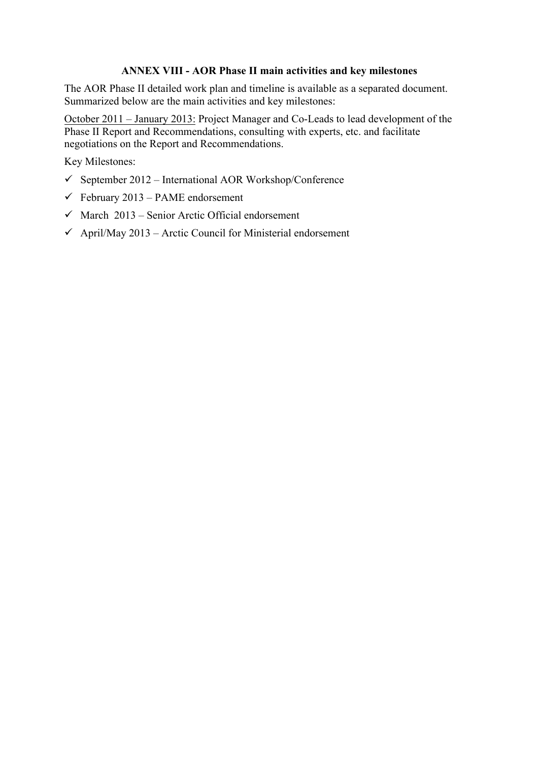**ANNEX VIII - AOR Phase II main activities and key milestones**

The AOR Phase II detailed work plan and timeline is available as a separated document. Summarized below are the main activities and key milestones:

October 2011 – January 2013: Project Manager and Co-Leads to lead development of the Phase II Report and Recommendations, consulting with experts, etc. and facilitate negotiations on the Report and Recommendations.

Key Milestones:

- ✓ September 2012 – International AOR Workshop/Conference
- ✓ February 2013 – PAME endorsement
- ✓ March 2013 – Senior Arctic Official endorsement
- ✓ April/May 2013 – Arctic Council for Ministerial endorsement